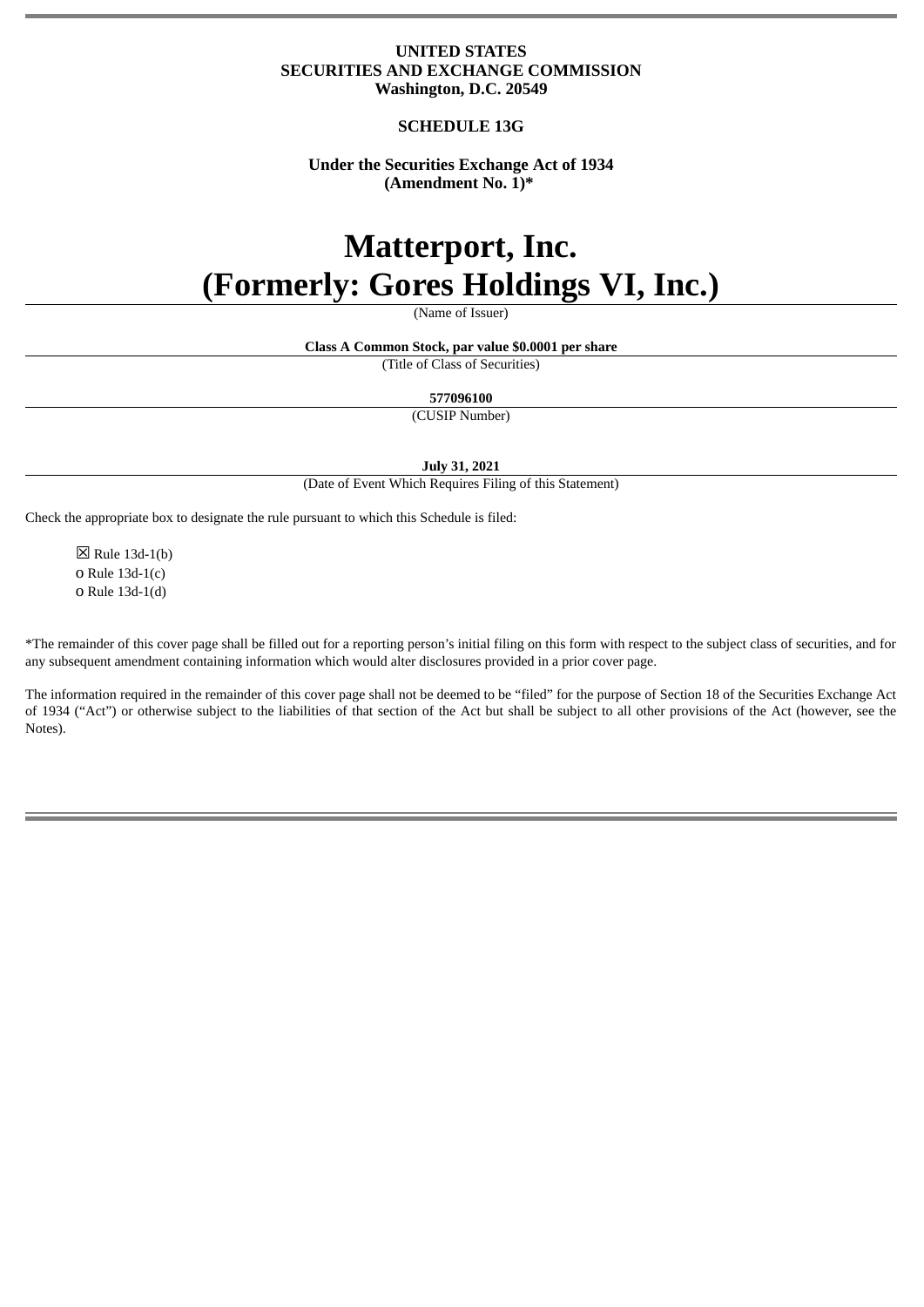**UNITED STATES**
**SECURITIES AND EXCHANGE COMMISSION**
**Washington, D.C. 20549**

**SCHEDULE 13G**

**Under the Securities Exchange Act of 1934**
**(Amendment No. 1)***

# Matterport, Inc.
# (Formerly: Gores Holdings VI, Inc.)

(Name of Issuer)

**Class A Common Stock, par value $0.0001 per share**

(Title of Class of Securities)

**577096100**

(CUSIP Number)

**July 31, 2021**

(Date of Event Which Requires Filing of this Statement)

Check the appropriate box to designate the rule pursuant to which this Schedule is filed:

☒ Rule 13d-1(b)
o Rule 13d-1(c)
o Rule 13d-1(d)

*The remainder of this cover page shall be filled out for a reporting person's initial filing on this form with respect to the subject class of securities, and for any subsequent amendment containing information which would alter disclosures provided in a prior cover page.

The information required in the remainder of this cover page shall not be deemed to be "filed" for the purpose of Section 18 of the Securities Exchange Act of 1934 ("Act") or otherwise subject to the liabilities of that section of the Act but shall be subject to all other provisions of the Act (however, see the Notes).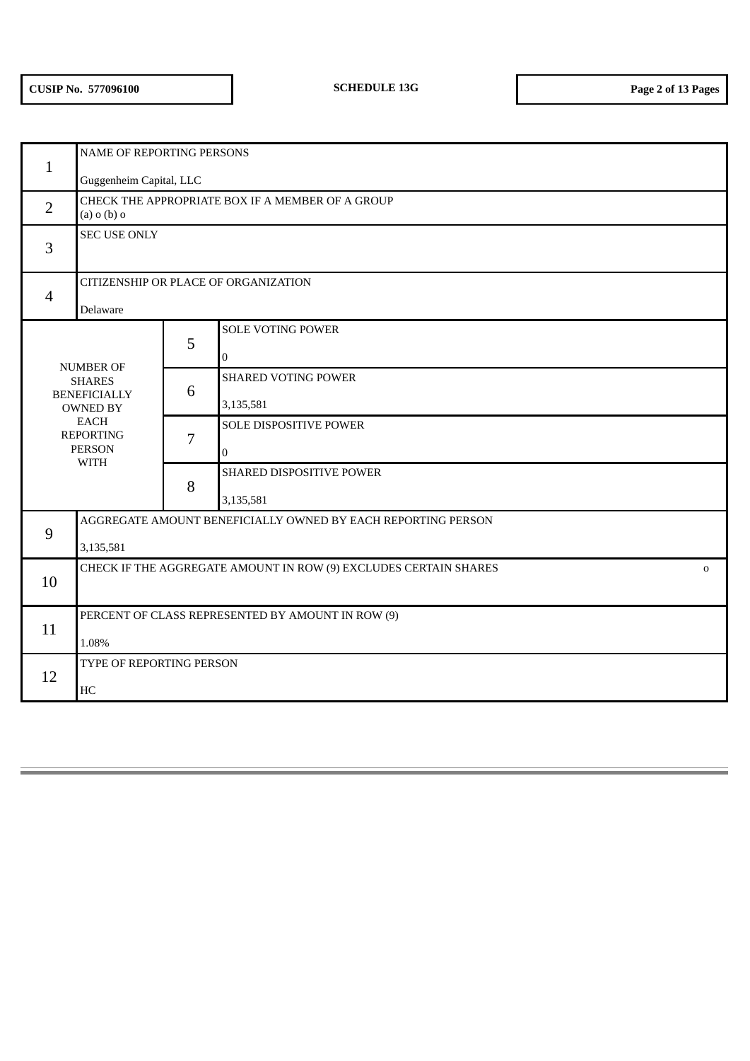**CUSIP No. 577096100** | **SCHEDULE 13G**

| | | | |
|---|---|---|---|
| 1 | NAME OF REPORTING PERSONS<br><br>Guggenheim Capital, LLC | | |
| 2 | CHECK THE APPROPRIATE BOX IF A MEMBER OF A GROUP<br>(a) o (b) o | | |
| 3 | SEC USE ONLY | | |
| 4 | CITIZENSHIP OR PLACE OF ORGANIZATION<br><br>Delaware | | |
| NUMBER OF SHARES BENEFICIALLY OWNED BY EACH REPORTING PERSON WITH | | 5 | SOLE VOTING POWER<br><br>0 |
| | | 6 | SHARED VOTING POWER<br><br>3,135,581 |
| | | 7 | SOLE DISPOSITIVE POWER<br><br>0 |
| | | 8 | SHARED DISPOSITIVE POWER<br><br>3,135,581 |
| 9 | AGGREGATE AMOUNT BENEFICIALLY OWNED BY EACH REPORTING PERSON<br><br>3,135,581 | | |
| 10 | CHECK IF THE AGGREGATE AMOUNT IN ROW (9) EXCLUDES CERTAIN SHARES o | | |
| 11 | PERCENT OF CLASS REPRESENTED BY AMOUNT IN ROW (9)<br><br>1.08% | | |
| 12 | TYPE OF REPORTING PERSON<br><br>HC | | |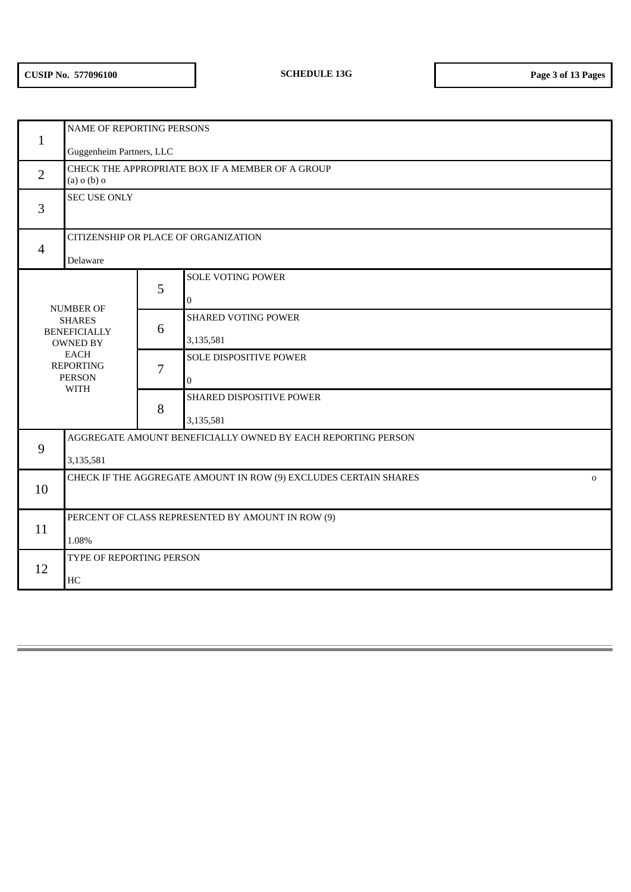**CUSIP No. 577096100** | **SCHEDULE 13G**

| | | | |
|---|---|---|---|
| 1 | NAME OF REPORTING PERSONS<br><br>Guggenheim Partners, LLC | | |
| 2 | CHECK THE APPROPRIATE BOX IF A MEMBER OF A GROUP<br>(a) o (b) o | | |
| 3 | SEC USE ONLY | | |
| 4 | CITIZENSHIP OR PLACE OF ORGANIZATION<br><br>Delaware | | |
| NUMBER OF SHARES BENEFICIALLY OWNED BY EACH REPORTING PERSON WITH | | 5 | SOLE VOTING POWER<br><br>0 |
| | | 6 | SHARED VOTING POWER<br><br>3,135,581 |
| | | 7 | SOLE DISPOSITIVE POWER<br><br>0 |
| | | 8 | SHARED DISPOSITIVE POWER<br><br>3,135,581 |
| 9 | AGGREGATE AMOUNT BENEFICIALLY OWNED BY EACH REPORTING PERSON<br><br>3,135,581 | | |
| 10 | CHECK IF THE AGGREGATE AMOUNT IN ROW (9) EXCLUDES CERTAIN SHARES o | | |
| 11 | PERCENT OF CLASS REPRESENTED BY AMOUNT IN ROW (9)<br><br>1.08% | | |
| 12 | TYPE OF REPORTING PERSON<br><br>HC | | |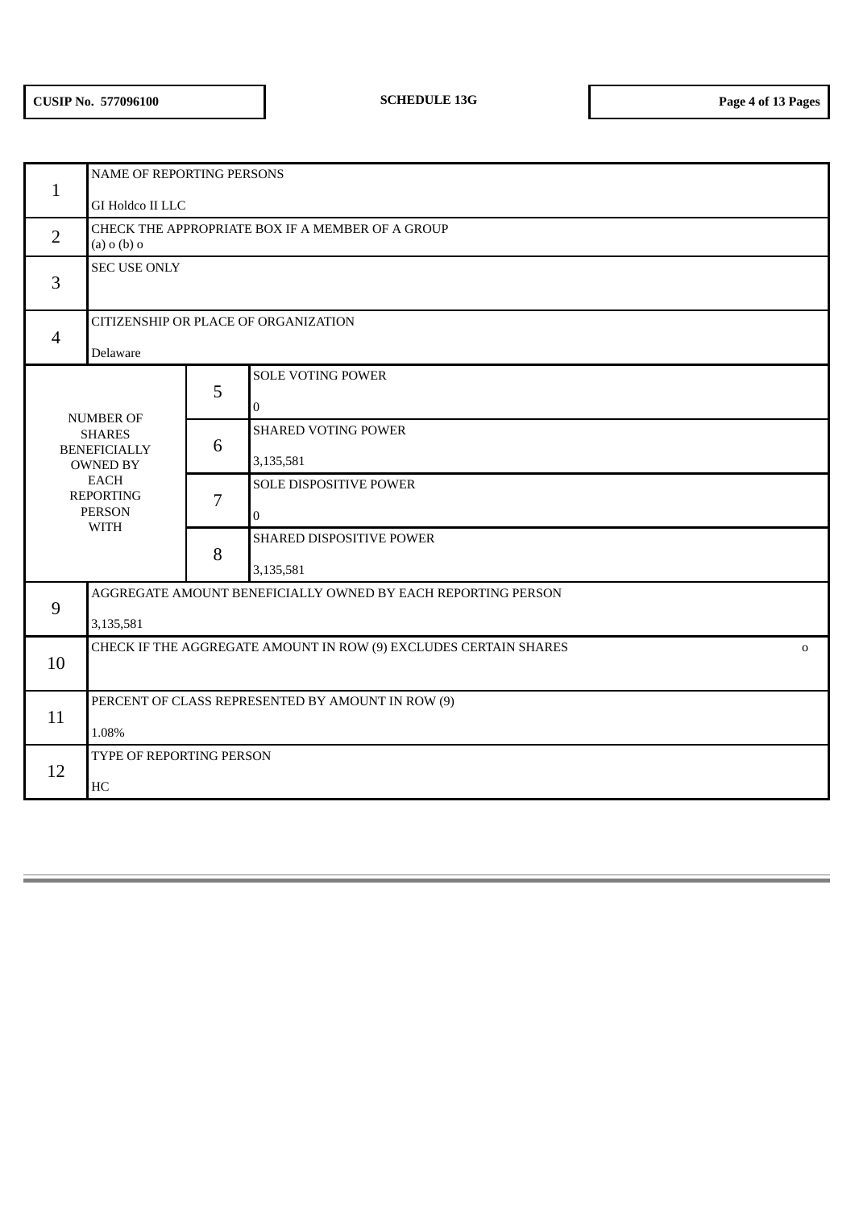**CUSIP No. 577096100** | **SCHEDULE 13G**

| | | | |
|---|---|---|---|
| 1 | NAME OF REPORTING PERSONS<br><br>GI Holdco II LLC | | |
| 2 | CHECK THE APPROPRIATE BOX IF A MEMBER OF A GROUP<br>(a) o (b) o | | |
| 3 | SEC USE ONLY | | |
| 4 | CITIZENSHIP OR PLACE OF ORGANIZATION<br><br>Delaware | | |
| NUMBER OF SHARES BENEFICIALLY OWNED BY EACH REPORTING PERSON WITH | | 5 | SOLE VOTING POWER<br><br>0 |
| | | 6 | SHARED VOTING POWER<br><br>3,135,581 |
| | | 7 | SOLE DISPOSITIVE POWER<br><br>0 |
| | | 8 | SHARED DISPOSITIVE POWER<br><br>3,135,581 |
| 9 | AGGREGATE AMOUNT BENEFICIALLY OWNED BY EACH REPORTING PERSON<br><br>3,135,581 | | |
| 10 | CHECK IF THE AGGREGATE AMOUNT IN ROW (9) EXCLUDES CERTAIN SHARES o | | |
| 11 | PERCENT OF CLASS REPRESENTED BY AMOUNT IN ROW (9)<br><br>1.08% | | |
| 12 | TYPE OF REPORTING PERSON<br><br>HC | | |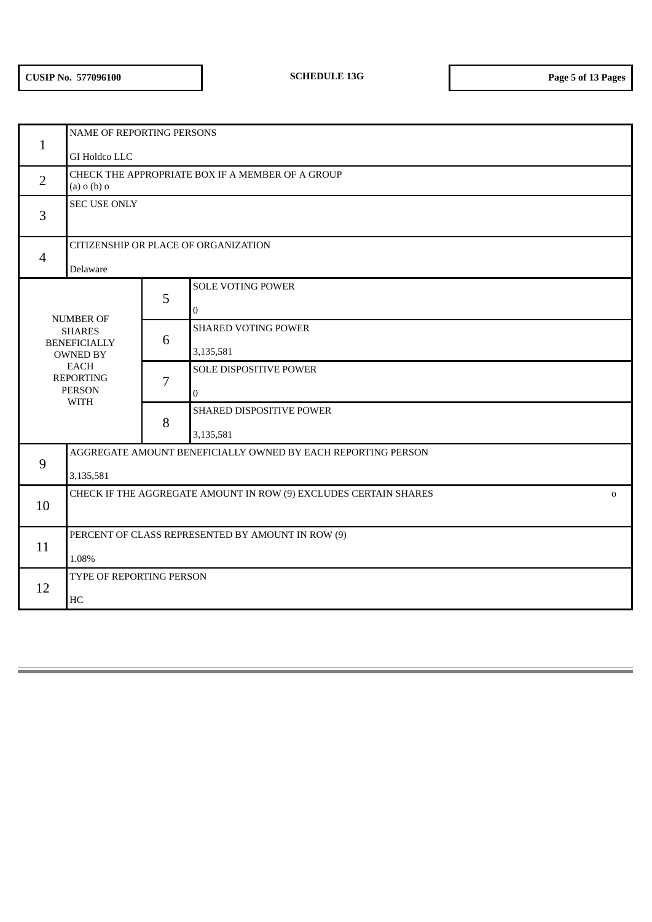CUSIP No. 577096100 | SCHEDULE 13G

| | | | |
|---|---|---|---|
| 1 | NAME OF REPORTING PERSONS<br><br>GI Holdco LLC | | |
| 2 | CHECK THE APPROPRIATE BOX IF A MEMBER OF A GROUP<br>(a) o (b) o | | |
| 3 | SEC USE ONLY | | |
| 4 | CITIZENSHIP OR PLACE OF ORGANIZATION<br><br>Delaware | | |
| NUMBER OF SHARES BENEFICIALLY OWNED BY EACH REPORTING PERSON WITH | 5 | SOLE VOTING POWER<br><br>0 | |
| | 6 | SHARED VOTING POWER<br><br>3,135,581 | |
| | 7 | SOLE DISPOSITIVE POWER<br><br>0 | |
| | 8 | SHARED DISPOSITIVE POWER<br><br>3,135,581 | |
| 9 | AGGREGATE AMOUNT BENEFICIALLY OWNED BY EACH REPORTING PERSON<br><br>3,135,581 | | |
| 10 | CHECK IF THE AGGREGATE AMOUNT IN ROW (9) EXCLUDES CERTAIN SHARES | | o |
| 11 | PERCENT OF CLASS REPRESENTED BY AMOUNT IN ROW (9)<br><br>1.08% | | |
| 12 | TYPE OF REPORTING PERSON<br><br>HC | | |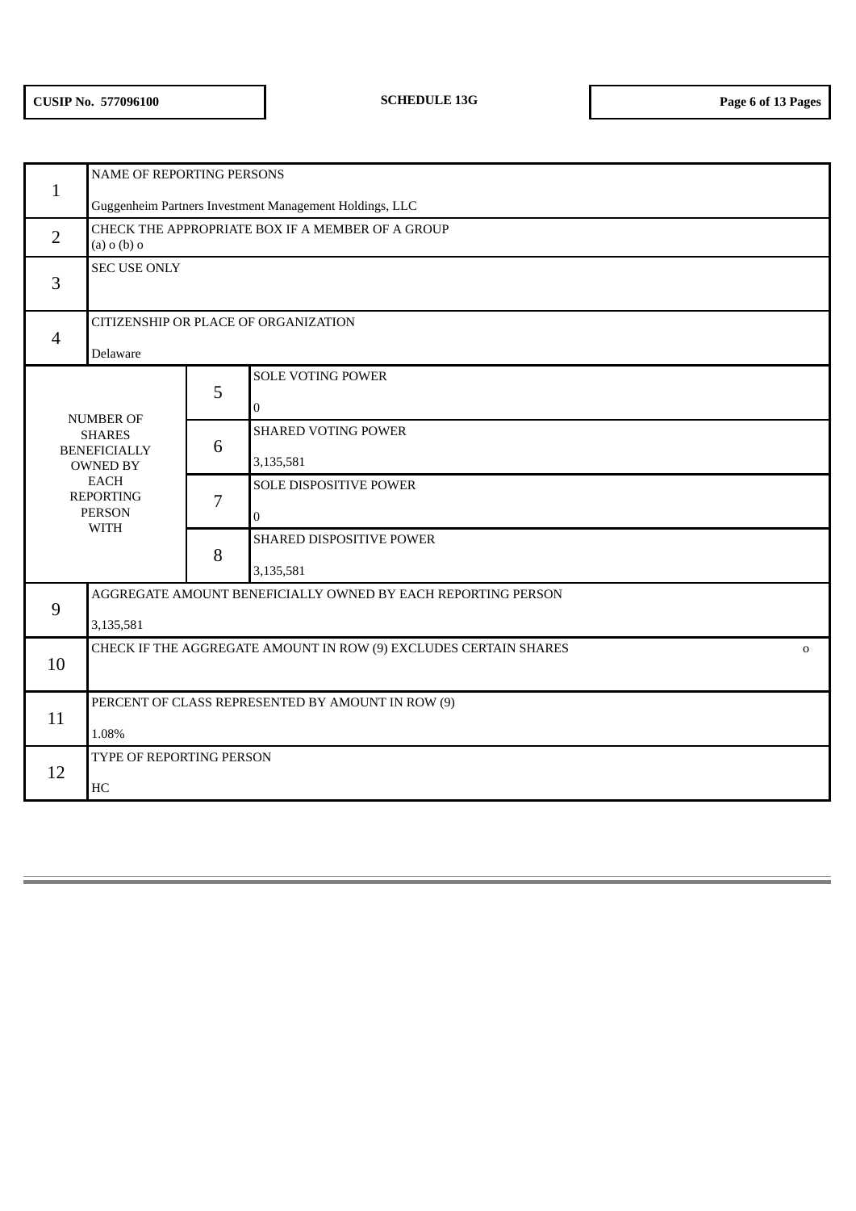| | | | |
|---|---|---|---|
| 1 | NAME OF REPORTING PERSONS<br><br>Guggenheim Partners Investment Management Holdings, LLC | | |
| 2 | CHECK THE APPROPRIATE BOX IF A MEMBER OF A GROUP<br>(a) o (b) o | | |
| 3 | SEC USE ONLY | | |
| 4 | CITIZENSHIP OR PLACE OF ORGANIZATION<br><br>Delaware | | |
| NUMBER OF SHARES BENEFICIALLY OWNED BY EACH REPORTING PERSON WITH | | 5 | SOLE VOTING POWER<br><br>0 |
| | | 6 | SHARED VOTING POWER<br><br>3,135,581 |
| | | 7 | SOLE DISPOSITIVE POWER<br><br>0 |
| | | 8 | SHARED DISPOSITIVE POWER<br><br>3,135,581 |
| 9 | AGGREGATE AMOUNT BENEFICIALLY OWNED BY EACH REPORTING PERSON<br><br>3,135,581 | | |
| 10 | CHECK IF THE AGGREGATE AMOUNT IN ROW (9) EXCLUDES CERTAIN SHARES o | | |
| 11 | PERCENT OF CLASS REPRESENTED BY AMOUNT IN ROW (9)<br><br>1.08% | | |
| 12 | TYPE OF REPORTING PERSON<br><br>HC | | |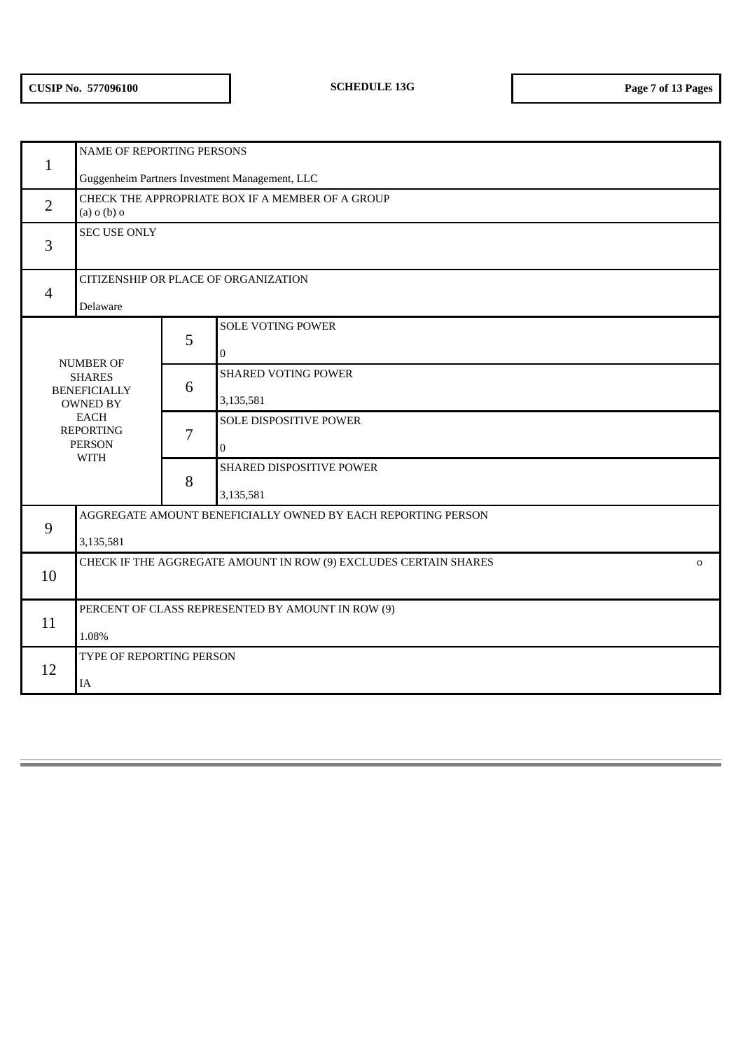**CUSIP No. 577096100** | **SCHEDULE 13G**

| | | | |
|---|---|---|---|
| 1 | NAME OF REPORTING PERSONS<br><br>Guggenheim Partners Investment Management, LLC | | |
| 2 | CHECK THE APPROPRIATE BOX IF A MEMBER OF A GROUP<br>(a) o (b) o | | |
| 3 | SEC USE ONLY | | |
| 4 | CITIZENSHIP OR PLACE OF ORGANIZATION<br><br>Delaware | | |
| NUMBER OF SHARES BENEFICIALLY OWNED BY EACH REPORTING PERSON WITH | 5 | SOLE VOTING POWER<br><br>0 | |
| | 6 | SHARED VOTING POWER<br><br>3,135,581 | |
| | 7 | SOLE DISPOSITIVE POWER<br><br>0 | |
| | 8 | SHARED DISPOSITIVE POWER<br><br>3,135,581 | |
| 9 | AGGREGATE AMOUNT BENEFICIALLY OWNED BY EACH REPORTING PERSON<br><br>3,135,581 | | |
| 10 | CHECK IF THE AGGREGATE AMOUNT IN ROW (9) EXCLUDES CERTAIN SHARES | | o |
| 11 | PERCENT OF CLASS REPRESENTED BY AMOUNT IN ROW (9)<br><br>1.08% | | |
| 12 | TYPE OF REPORTING PERSON<br><br>IA | | |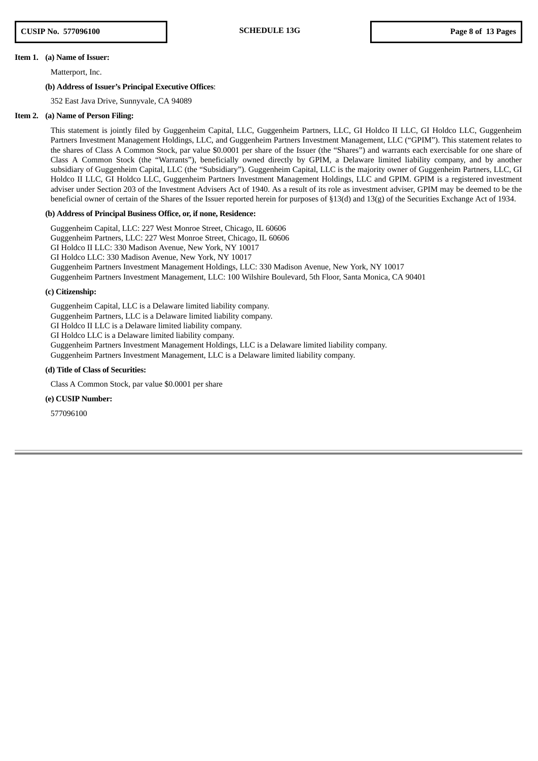**Item 1. (a) Name of Issuer:**

Matterport, Inc.

**(b) Address of Issuer's Principal Executive Offices**:

352 East Java Drive, Sunnyvale, CA 94089

**Item 2. (a) Name of Person Filing:**

This statement is jointly filed by Guggenheim Capital, LLC, Guggenheim Partners, LLC, GI Holdco II LLC, GI Holdco LLC, Guggenheim Partners Investment Management Holdings, LLC, and Guggenheim Partners Investment Management, LLC ("GPIM"). This statement relates to the shares of Class A Common Stock, par value $0.0001 per share of the Issuer (the "Shares") and warrants each exercisable for one share of Class A Common Stock (the "Warrants"), beneficially owned directly by GPIM, a Delaware limited liability company, and by another subsidiary of Guggenheim Capital, LLC (the "Subsidiary"). Guggenheim Capital, LLC is the majority owner of Guggenheim Partners, LLC, GI Holdco II LLC, GI Holdco LLC, Guggenheim Partners Investment Management Holdings, LLC and GPIM. GPIM is a registered investment adviser under Section 203 of the Investment Advisers Act of 1940. As a result of its role as investment adviser, GPIM may be deemed to be the beneficial owner of certain of the Shares of the Issuer reported herein for purposes of §13(d) and 13(g) of the Securities Exchange Act of 1934.

**(b) Address of Principal Business Office, or, if none, Residence:**

Guggenheim Capital, LLC: 227 West Monroe Street, Chicago, IL 60606
Guggenheim Partners, LLC: 227 West Monroe Street, Chicago, IL 60606
GI Holdco II LLC: 330 Madison Avenue, New York, NY 10017
GI Holdco LLC: 330 Madison Avenue, New York, NY 10017
Guggenheim Partners Investment Management Holdings, LLC: 330 Madison Avenue, New York, NY 10017
Guggenheim Partners Investment Management, LLC: 100 Wilshire Boulevard, 5th Floor, Santa Monica, CA 90401

**(c) Citizenship:**

Guggenheim Capital, LLC is a Delaware limited liability company.
Guggenheim Partners, LLC is a Delaware limited liability company.
GI Holdco II LLC is a Delaware limited liability company.
GI Holdco LLC is a Delaware limited liability company.
Guggenheim Partners Investment Management Holdings, LLC is a Delaware limited liability company.
Guggenheim Partners Investment Management, LLC is a Delaware limited liability company.

**(d) Title of Class of Securities:**

Class A Common Stock, par value $0.0001 per share

**(e) CUSIP Number:**

577096100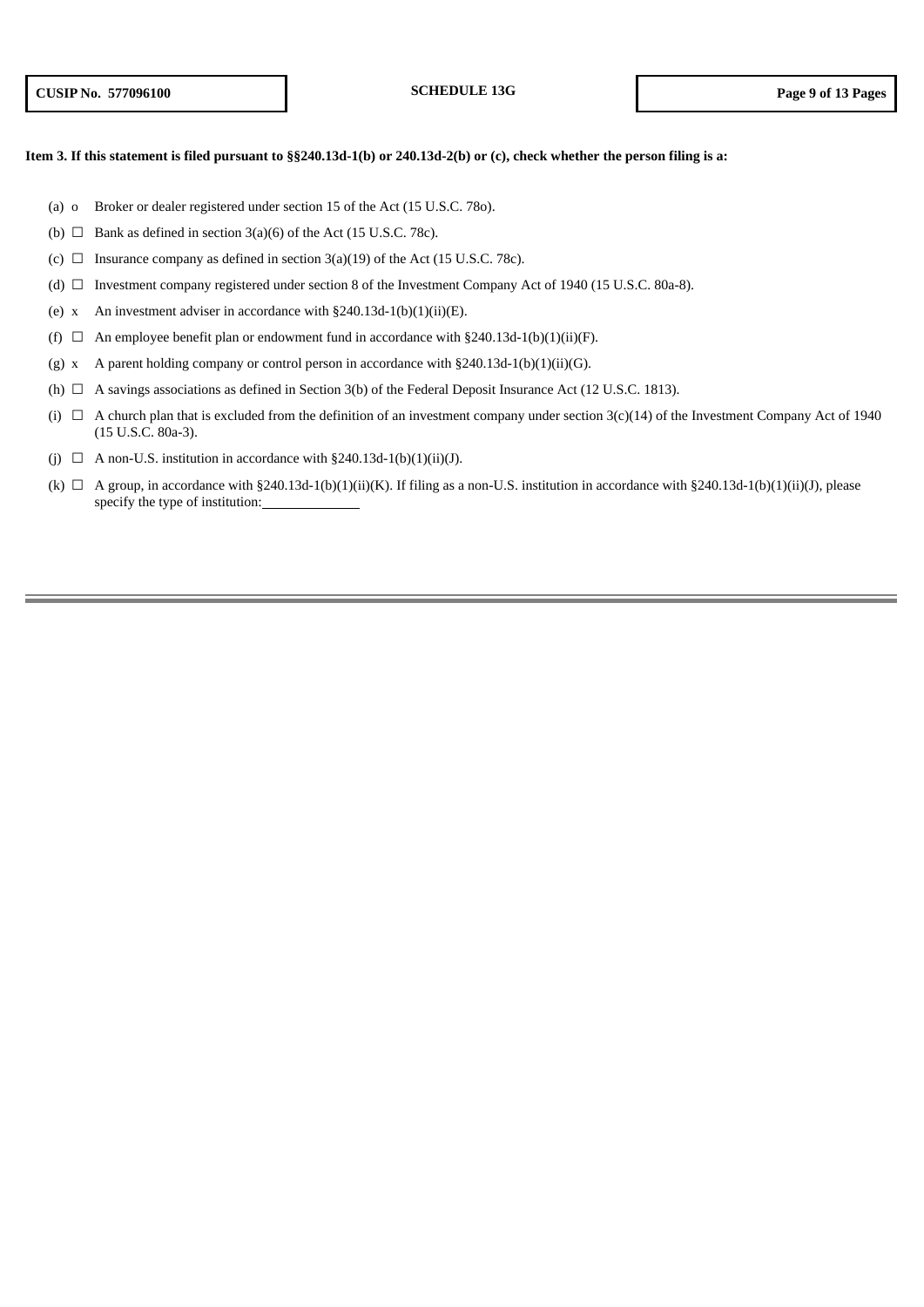**Item 3. If this statement is filed pursuant to §§240.13d-1(b) or 240.13d-2(b) or (c), check whether the person filing is a:**

(a) o Broker or dealer registered under section 15 of the Act (15 U.S.C. 78o).

(b) ☐ Bank as defined in section 3(a)(6) of the Act (15 U.S.C. 78c).

(c) ☐ Insurance company as defined in section 3(a)(19) of the Act (15 U.S.C. 78c).

(d) ☐ Investment company registered under section 8 of the Investment Company Act of 1940 (15 U.S.C. 80a-8).

(e) x An investment adviser in accordance with §240.13d-1(b)(1)(ii)(E).

(f) ☐ An employee benefit plan or endowment fund in accordance with §240.13d-1(b)(1)(ii)(F).

(g) x A parent holding company or control person in accordance with §240.13d-1(b)(1)(ii)(G).

(h) ☐ A savings associations as defined in Section 3(b) of the Federal Deposit Insurance Act (12 U.S.C. 1813).

(i) ☐ A church plan that is excluded from the definition of an investment company under section 3(c)(14) of the Investment Company Act of 1940 (15 U.S.C. 80a-3).

(j) ☐ A non-U.S. institution in accordance with §240.13d-1(b)(1)(ii)(J).

(k) ☐ A group, in accordance with §240.13d-1(b)(1)(ii)(K). If filing as a non-U.S. institution in accordance with §240.13d-1(b)(1)(ii)(J), please specify the type of institution:\_\_\_\_\_\_\_\_\_\_\_\_\_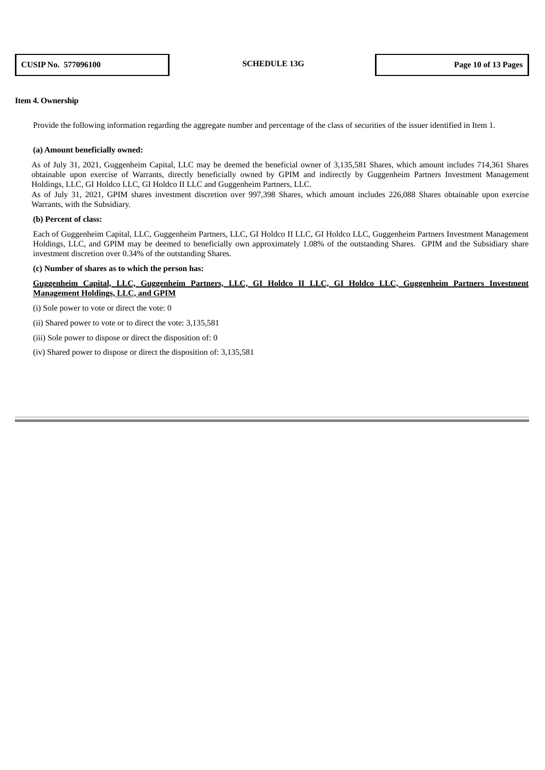**Item 4. Ownership**

Provide the following information regarding the aggregate number and percentage of the class of securities of the issuer identified in Item 1.

**(a) Amount beneficially owned:**

As of July 31, 2021, Guggenheim Capital, LLC may be deemed the beneficial owner of 3,135,581 Shares, which amount includes 714,361 Shares obtainable upon exercise of Warrants, directly beneficially owned by GPIM and indirectly by Guggenheim Partners Investment Management Holdings, LLC, GI Holdco LLC, GI Holdco II LLC and Guggenheim Partners, LLC.

As of July 31, 2021, GPIM shares investment discretion over 997,398 Shares, which amount includes 226,088 Shares obtainable upon exercise Warrants, with the Subsidiary.

**(b) Percent of class:**

Each of Guggenheim Capital, LLC, Guggenheim Partners, LLC, GI Holdco II LLC, GI Holdco LLC, Guggenheim Partners Investment Management Holdings, LLC, and GPIM may be deemed to beneficially own approximately 1.08% of the outstanding Shares. GPIM and the Subsidiary share investment discretion over 0.34% of the outstanding Shares.

**(c) Number of shares as to which the person has:**

**Guggenheim Capital, LLC, Guggenheim Partners, LLC, GI Holdco II LLC, GI Holdco LLC, Guggenheim Partners Investment Management Holdings, LLC, and GPIM**

(i) Sole power to vote or direct the vote: 0

(ii) Shared power to vote or to direct the vote: 3,135,581

(iii) Sole power to dispose or direct the disposition of: 0

(iv) Shared power to dispose or direct the disposition of: 3,135,581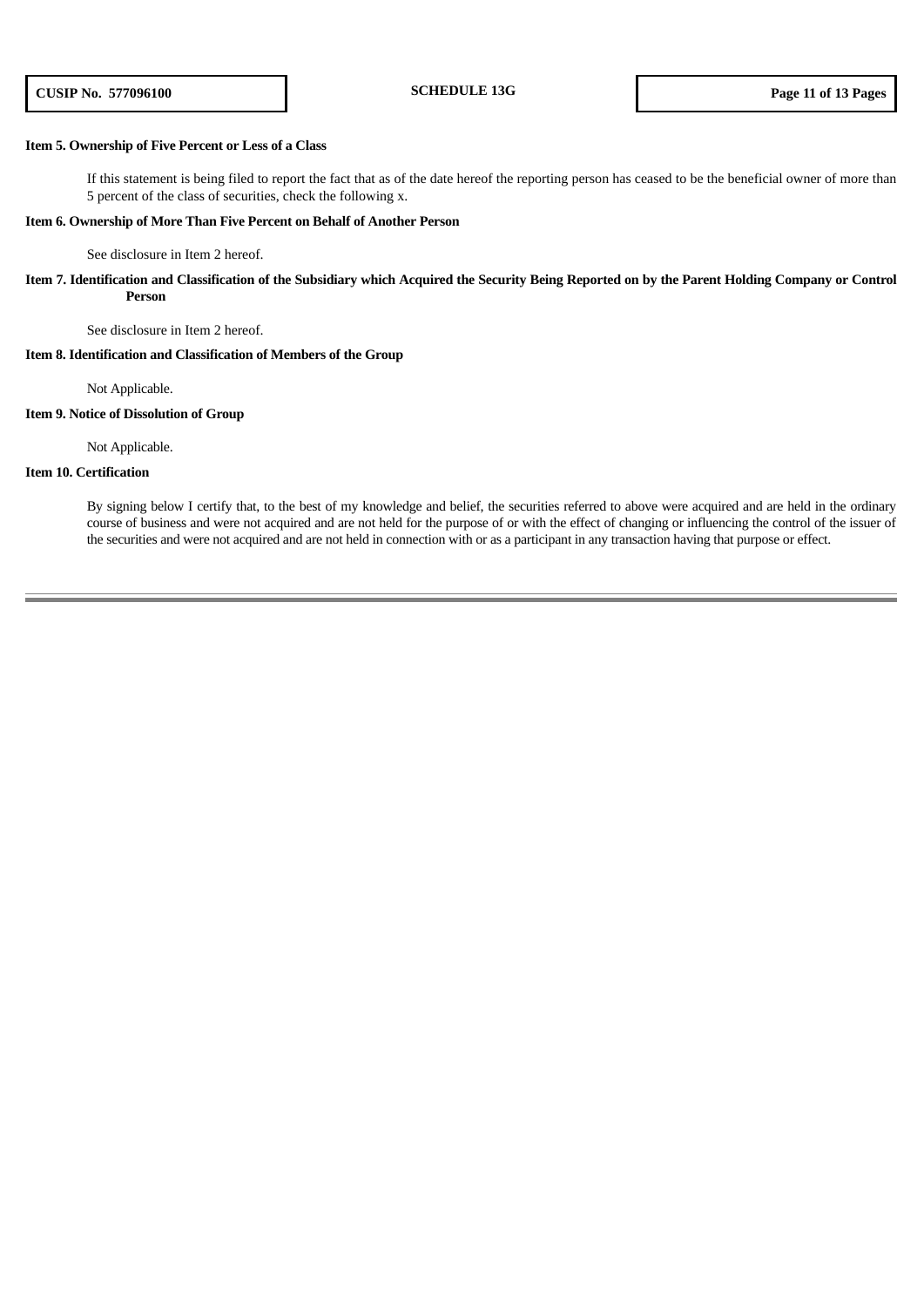**Item 5. Ownership of Five Percent or Less of a Class**

If this statement is being filed to report the fact that as of the date hereof the reporting person has ceased to be the beneficial owner of more than 5 percent of the class of securities, check the following x.

**Item 6. Ownership of More Than Five Percent on Behalf of Another Person**

See disclosure in Item 2 hereof.

**Item 7. Identification and Classification of the Subsidiary which Acquired the Security Being Reported on by the Parent Holding Company or Control Person**

See disclosure in Item 2 hereof.

**Item 8. Identification and Classification of Members of the Group**

Not Applicable.

**Item 9. Notice of Dissolution of Group**

Not Applicable.

**Item 10. Certification**

By signing below I certify that, to the best of my knowledge and belief, the securities referred to above were acquired and are held in the ordinary course of business and were not acquired and are not held for the purpose of or with the effect of changing or influencing the control of the issuer of the securities and were not acquired and are not held in connection with or as a participant in any transaction having that purpose or effect.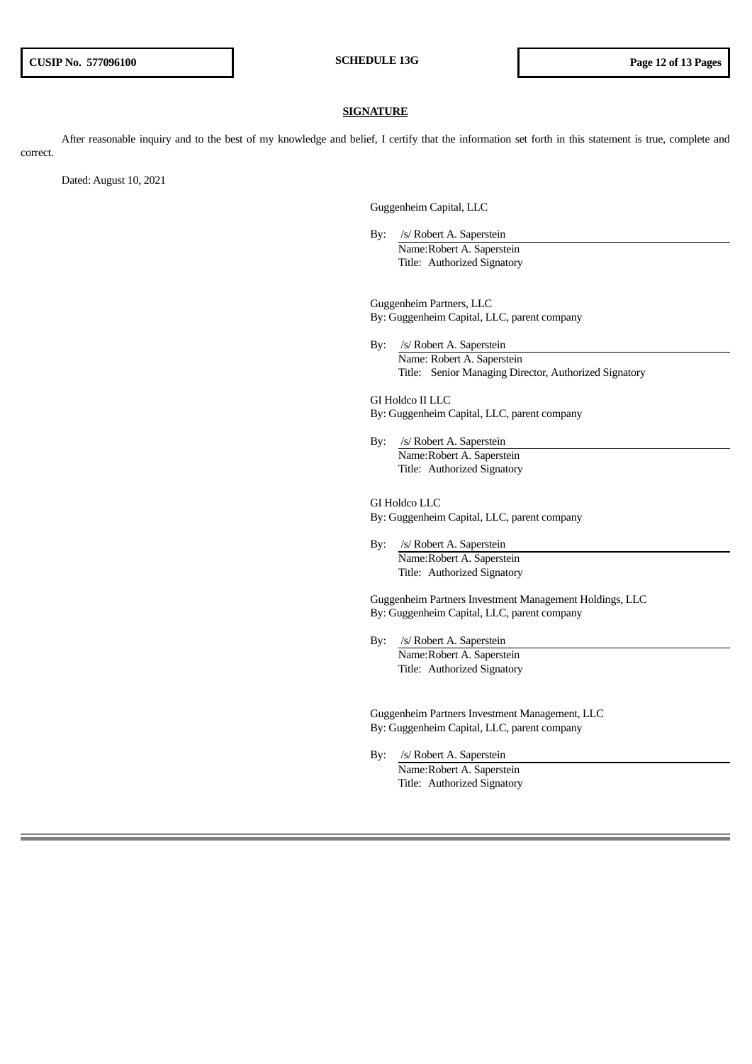**SIGNATURE**

After reasonable inquiry and to the best of my knowledge and belief, I certify that the information set forth in this statement is true, complete and correct.

Dated: August 10, 2021

Guggenheim Capital, LLC

By: /s/ Robert A. Saperstein
Name: Robert A. Saperstein
Title: Authorized Signatory

Guggenheim Partners, LLC
By: Guggenheim Capital, LLC, parent company

By: /s/ Robert A. Saperstein
Name: Robert A. Saperstein
Title: Senior Managing Director, Authorized Signatory

GI Holdco II LLC
By: Guggenheim Capital, LLC, parent company

By: /s/ Robert A. Saperstein
Name: Robert A. Saperstein
Title: Authorized Signatory

GI Holdco LLC
By: Guggenheim Capital, LLC, parent company

By: /s/ Robert A. Saperstein
Name: Robert A. Saperstein
Title: Authorized Signatory

Guggenheim Partners Investment Management Holdings, LLC
By: Guggenheim Capital, LLC, parent company

By: /s/ Robert A. Saperstein
Name: Robert A. Saperstein
Title: Authorized Signatory

Guggenheim Partners Investment Management, LLC
By: Guggenheim Capital, LLC, parent company

By: /s/ Robert A. Saperstein
Name: Robert A. Saperstein
Title: Authorized Signatory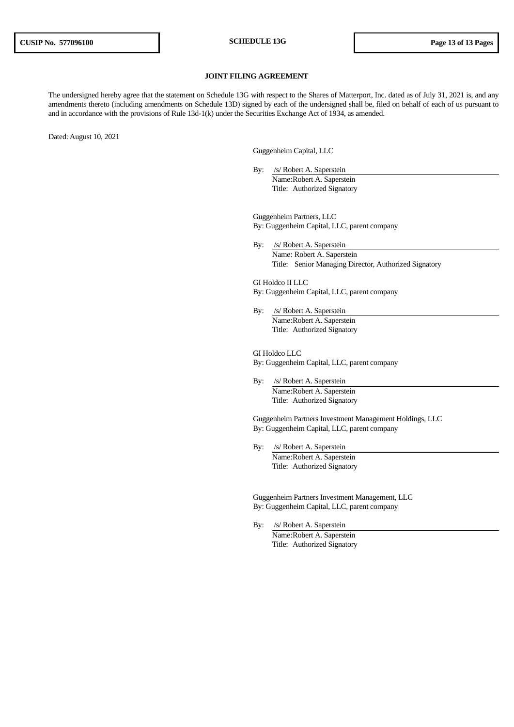## JOINT FILING AGREEMENT

The undersigned hereby agree that the statement on Schedule 13G with respect to the Shares of Matterport, Inc. dated as of July 31, 2021 is, and any amendments thereto (including amendments on Schedule 13D) signed by each of the undersigned shall be, filed on behalf of each of us pursuant to and in accordance with the provisions of Rule 13d-1(k) under the Securities Exchange Act of 1934, as amended.

Dated: August 10, 2021

Guggenheim Capital, LLC

By: /s/ Robert A. Saperstein
Name: Robert A. Saperstein
Title: Authorized Signatory

Guggenheim Partners, LLC
By: Guggenheim Capital, LLC, parent company

By: /s/ Robert A. Saperstein
Name: Robert A. Saperstein
Title: Senior Managing Director, Authorized Signatory

GI Holdco II LLC
By: Guggenheim Capital, LLC, parent company

By: /s/ Robert A. Saperstein
Name: Robert A. Saperstein
Title: Authorized Signatory

GI Holdco LLC
By: Guggenheim Capital, LLC, parent company

By: /s/ Robert A. Saperstein
Name: Robert A. Saperstein
Title: Authorized Signatory

Guggenheim Partners Investment Management Holdings, LLC
By: Guggenheim Capital, LLC, parent company

By: /s/ Robert A. Saperstein
Name: Robert A. Saperstein
Title: Authorized Signatory

Guggenheim Partners Investment Management, LLC
By: Guggenheim Capital, LLC, parent company

By: /s/ Robert A. Saperstein
Name: Robert A. Saperstein
Title: Authorized Signatory